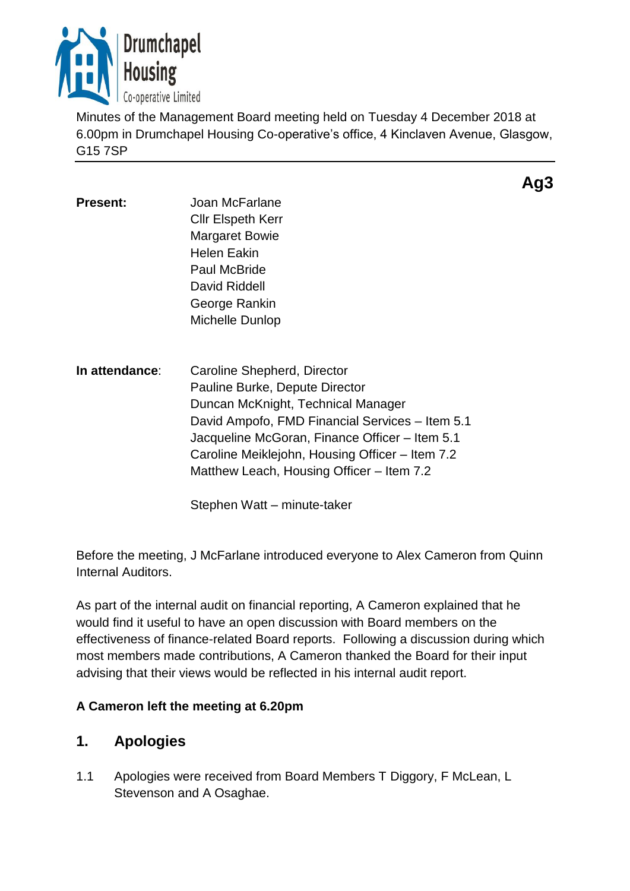Drumchapel Housing Co-operative Limited

Minutes of the Management Board meeting held on Tuesday 4 December 2018 at 6.00pm in Drumchapel Housing Co-operative's office, 4 Kinclaven Avenue, Glasgow, G15 7SP

**Ag3**

**Present:**

Joan McFarlane
Cllr Elspeth Kerr
Margaret Bowie
Helen Eakin
Paul McBride
David Riddell
George Rankin
Michelle Dunlop

**In attendance**:

Caroline Shepherd, Director
Pauline Burke, Depute Director
Duncan McKnight, Technical Manager
David Ampofo, FMD Financial Services – Item 5.1
Jacqueline McGoran, Finance Officer – Item 5.1
Caroline Meiklejohn, Housing Officer – Item 7.2
Matthew Leach, Housing Officer – Item 7.2

Stephen Watt – minute-taker

Before the meeting, J McFarlane introduced everyone to Alex Cameron from Quinn Internal Auditors.

As part of the internal audit on financial reporting, A Cameron explained that he would find it useful to have an open discussion with Board members on the effectiveness of finance-related Board reports. Following a discussion during which most members made contributions, A Cameron thanked the Board for their input advising that their views would be reflected in his internal audit report.

**A Cameron left the meeting at 6.20pm**

## 1. Apologies

1.1 Apologies were received from Board Members T Diggory, F McLean, L Stevenson and A Osaghae.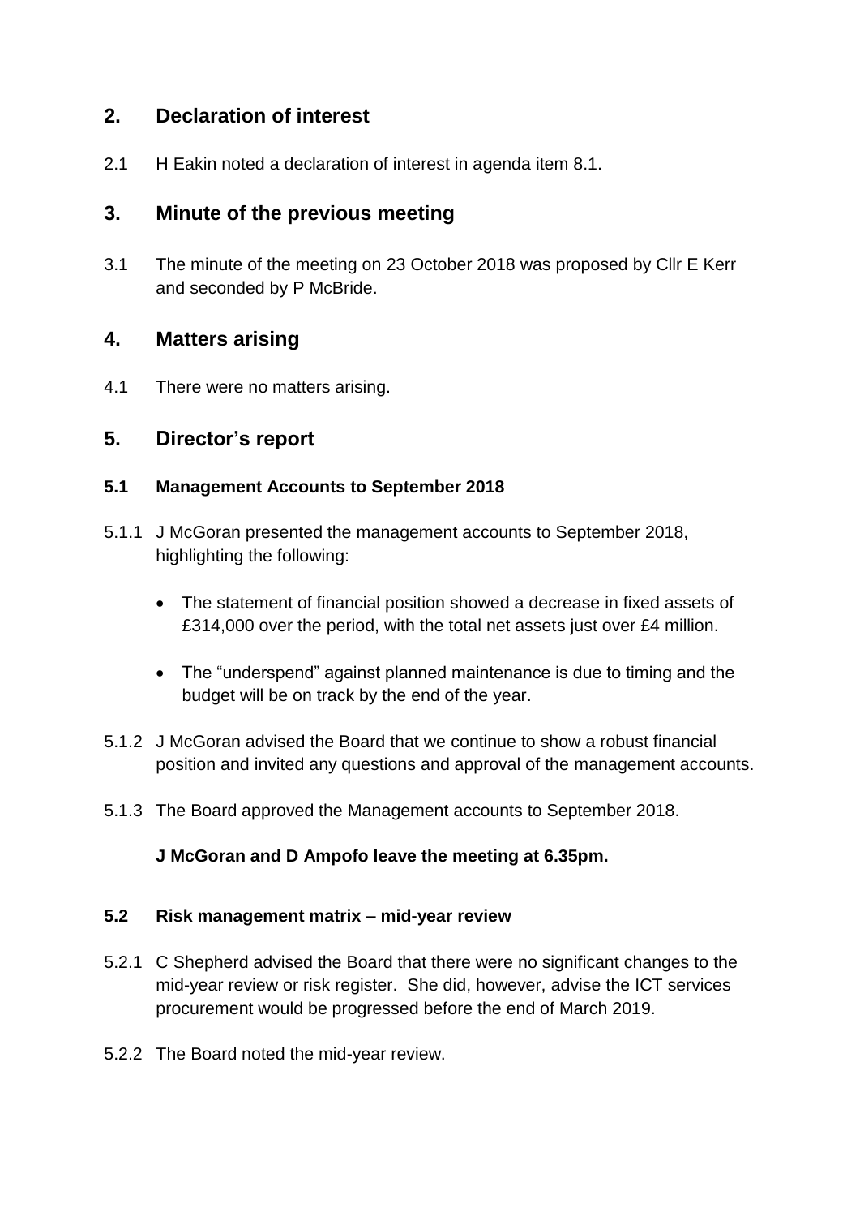## 2. Declaration of interest

2.1 H Eakin noted a declaration of interest in agenda item 8.1.

## 3. Minute of the previous meeting

3.1 The minute of the meeting on 23 October 2018 was proposed by Cllr E Kerr and seconded by P McBride.

## 4. Matters arising

4.1 There were no matters arising.

## 5. Director's report

### 5.1 Management Accounts to September 2018

5.1.1 J McGoran presented the management accounts to September 2018, highlighting the following:

- The statement of financial position showed a decrease in fixed assets of £314,000 over the period, with the total net assets just over £4 million.
- The "underspend" against planned maintenance is due to timing and the budget will be on track by the end of the year.

5.1.2 J McGoran advised the Board that we continue to show a robust financial position and invited any questions and approval of the management accounts.

5.1.3 The Board approved the Management accounts to September 2018.

**J McGoran and D Ampofo leave the meeting at 6.35pm.**

### 5.2 Risk management matrix – mid-year review

5.2.1 C Shepherd advised the Board that there were no significant changes to the mid-year review or risk register. She did, however, advise the ICT services procurement would be progressed before the end of March 2019.

5.2.2 The Board noted the mid-year review.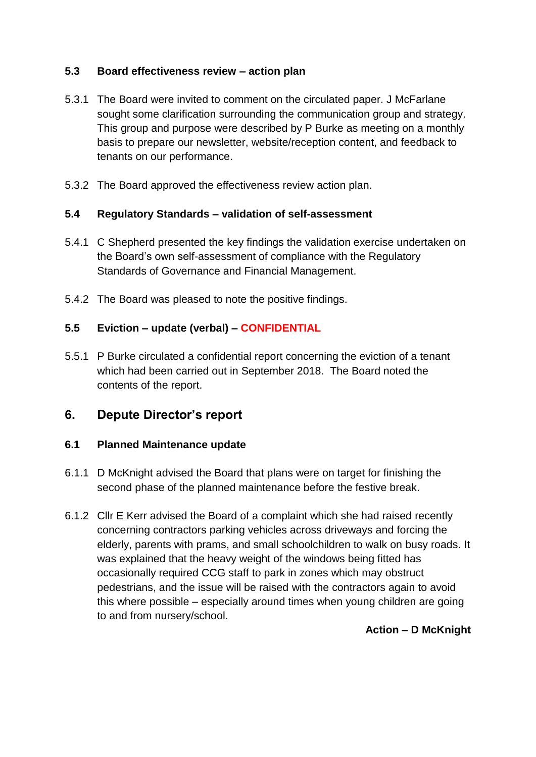### 5.3 Board effectiveness review – action plan

5.3.1 The Board were invited to comment on the circulated paper. J McFarlane sought some clarification surrounding the communication group and strategy. This group and purpose were described by P Burke as meeting on a monthly basis to prepare our newsletter, website/reception content, and feedback to tenants on our performance.

5.3.2 The Board approved the effectiveness review action plan.

### 5.4 Regulatory Standards – validation of self-assessment

5.4.1 C Shepherd presented the key findings the validation exercise undertaken on the Board's own self-assessment of compliance with the Regulatory Standards of Governance and Financial Management.

5.4.2 The Board was pleased to note the positive findings.

### 5.5 Eviction – update (verbal) – CONFIDENTIAL

5.5.1 P Burke circulated a confidential report concerning the eviction of a tenant which had been carried out in September 2018. The Board noted the contents of the report.

## 6. Depute Director's report

### 6.1 Planned Maintenance update

6.1.1 D McKnight advised the Board that plans were on target for finishing the second phase of the planned maintenance before the festive break.

6.1.2 Cllr E Kerr advised the Board of a complaint which she had raised recently concerning contractors parking vehicles across driveways and forcing the elderly, parents with prams, and small schoolchildren to walk on busy roads. It was explained that the heavy weight of the windows being fitted has occasionally required CCG staff to park in zones which may obstruct pedestrians, and the issue will be raised with the contractors again to avoid this where possible – especially around times when young children are going to and from nursery/school.

**Action – D McKnight**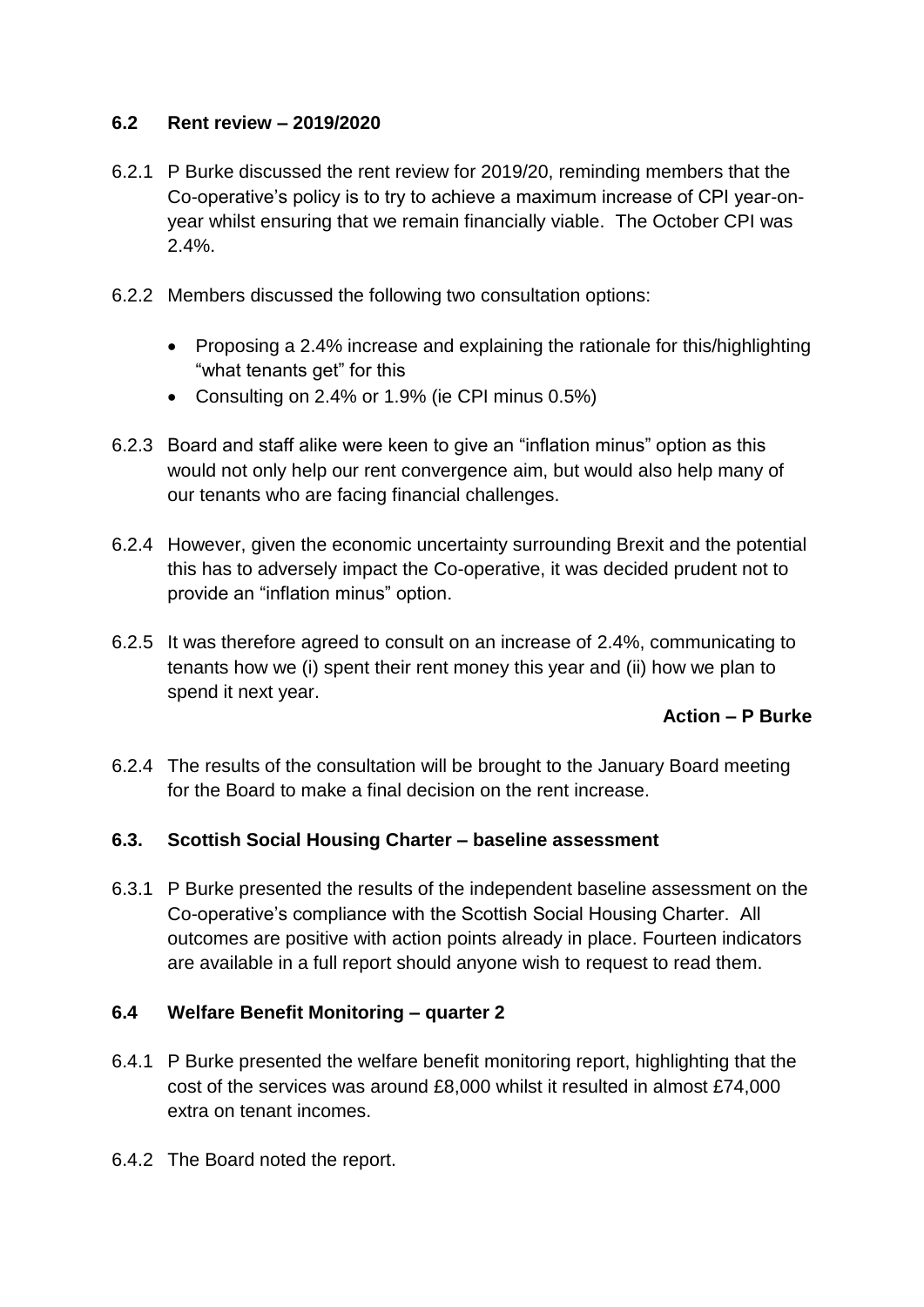### 6.2 Rent review – 2019/2020

6.2.1 P Burke discussed the rent review for 2019/20, reminding members that the Co-operative's policy is to try to achieve a maximum increase of CPI year-on-year whilst ensuring that we remain financially viable. The October CPI was 2.4%.

6.2.2 Members discussed the following two consultation options:

- Proposing a 2.4% increase and explaining the rationale for this/highlighting "what tenants get" for this
- Consulting on 2.4% or 1.9% (ie CPI minus 0.5%)

6.2.3 Board and staff alike were keen to give an "inflation minus" option as this would not only help our rent convergence aim, but would also help many of our tenants who are facing financial challenges.

6.2.4 However, given the economic uncertainty surrounding Brexit and the potential this has to adversely impact the Co-operative, it was decided prudent not to provide an "inflation minus" option.

6.2.5 It was therefore agreed to consult on an increase of 2.4%, communicating to tenants how we (i) spent their rent money this year and (ii) how we plan to spend it next year.

**Action – P Burke**

6.2.4 The results of the consultation will be brought to the January Board meeting for the Board to make a final decision on the rent increase.

### 6.3. Scottish Social Housing Charter – baseline assessment

6.3.1 P Burke presented the results of the independent baseline assessment on the Co-operative's compliance with the Scottish Social Housing Charter. All outcomes are positive with action points already in place. Fourteen indicators are available in a full report should anyone wish to request to read them.

### 6.4 Welfare Benefit Monitoring – quarter 2

6.4.1 P Burke presented the welfare benefit monitoring report, highlighting that the cost of the services was around £8,000 whilst it resulted in almost £74,000 extra on tenant incomes.

6.4.2 The Board noted the report.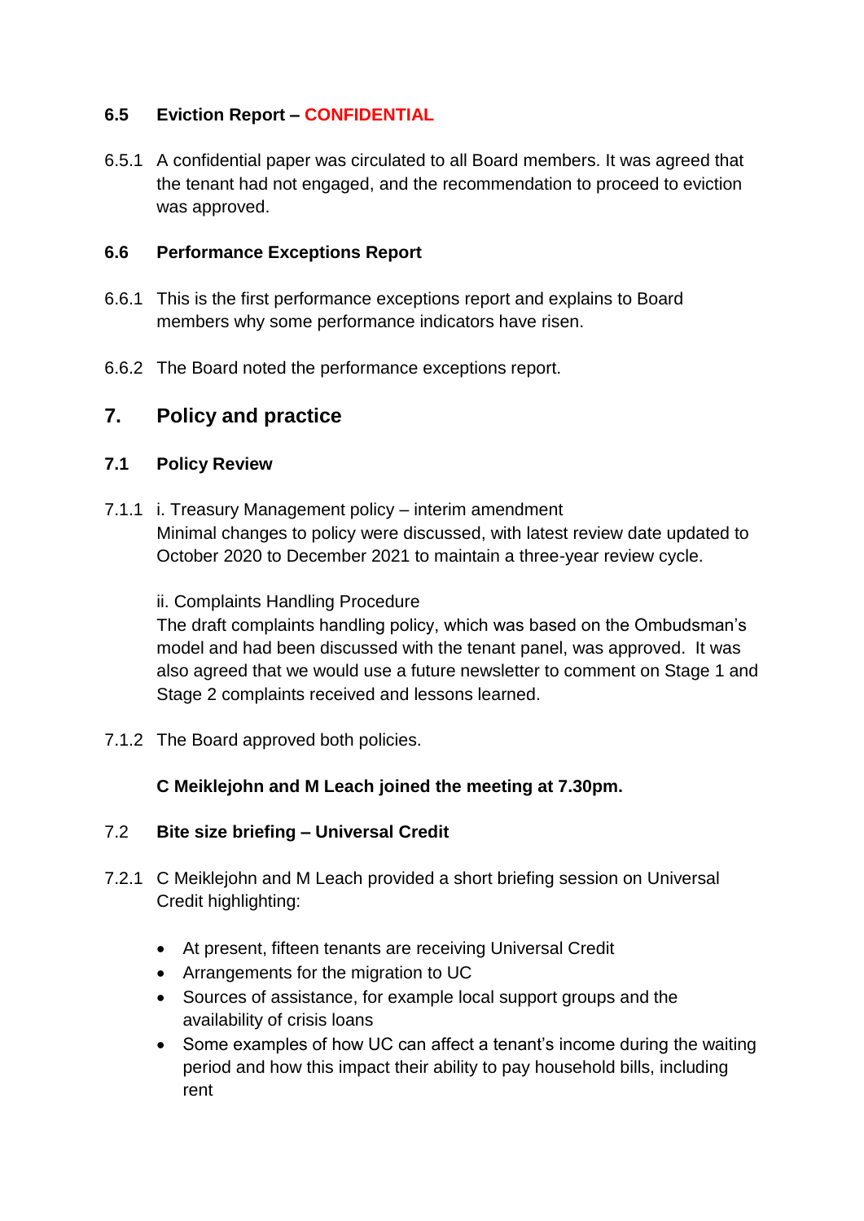### 6.5 Eviction Report – CONFIDENTIAL

6.5.1 A confidential paper was circulated to all Board members. It was agreed that the tenant had not engaged, and the recommendation to proceed to eviction was approved.

### 6.6 Performance Exceptions Report

6.6.1 This is the first performance exceptions report and explains to Board members why some performance indicators have risen.

6.6.2 The Board noted the performance exceptions report.

## 7. Policy and practice

### 7.1 Policy Review

7.1.1 i. Treasury Management policy – interim amendment
Minimal changes to policy were discussed, with latest review date updated to October 2020 to December 2021 to maintain a three-year review cycle.

ii. Complaints Handling Procedure
The draft complaints handling policy, which was based on the Ombudsman's model and had been discussed with the tenant panel, was approved. It was also agreed that we would use a future newsletter to comment on Stage 1 and Stage 2 complaints received and lessons learned.

7.1.2 The Board approved both policies.

**C Meiklejohn and M Leach joined the meeting at 7.30pm.**

### 7.2 Bite size briefing – Universal Credit

7.2.1 C Meiklejohn and M Leach provided a short briefing session on Universal Credit highlighting:

- At present, fifteen tenants are receiving Universal Credit
- Arrangements for the migration to UC
- Sources of assistance, for example local support groups and the availability of crisis loans
- Some examples of how UC can affect a tenant's income during the waiting period and how this impact their ability to pay household bills, including rent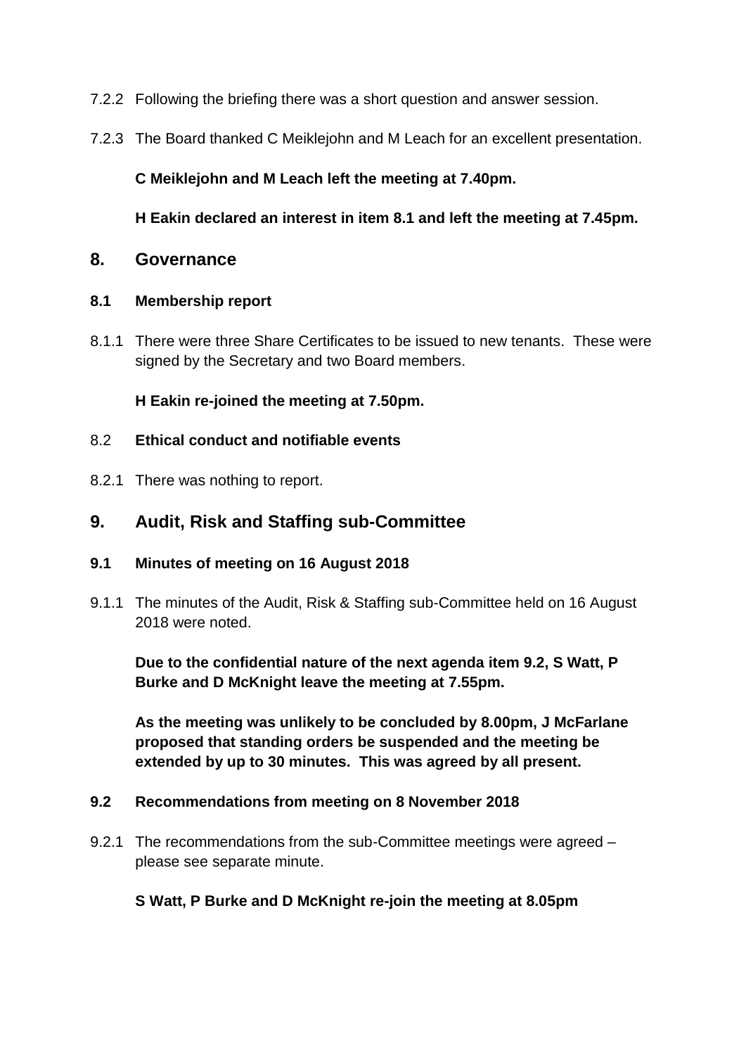7.2.2 Following the briefing there was a short question and answer session.

7.2.3 The Board thanked C Meiklejohn and M Leach for an excellent presentation.

**C Meiklejohn and M Leach left the meeting at 7.40pm.**

**H Eakin declared an interest in item 8.1 and left the meeting at 7.45pm.**

## 8. Governance

### 8.1 Membership report

8.1.1 There were three Share Certificates to be issued to new tenants. These were signed by the Secretary and two Board members.

**H Eakin re-joined the meeting at 7.50pm.**

### 8.2 Ethical conduct and notifiable events

8.2.1 There was nothing to report.

## 9. Audit, Risk and Staffing sub-Committee

### 9.1 Minutes of meeting on 16 August 2018

9.1.1 The minutes of the Audit, Risk & Staffing sub-Committee held on 16 August 2018 were noted.

**Due to the confidential nature of the next agenda item 9.2, S Watt, P Burke and D McKnight leave the meeting at 7.55pm.**

**As the meeting was unlikely to be concluded by 8.00pm, J McFarlane proposed that standing orders be suspended and the meeting be extended by up to 30 minutes. This was agreed by all present.**

### 9.2 Recommendations from meeting on 8 November 2018

9.2.1 The recommendations from the sub-Committee meetings were agreed – please see separate minute.

**S Watt, P Burke and D McKnight re-join the meeting at 8.05pm**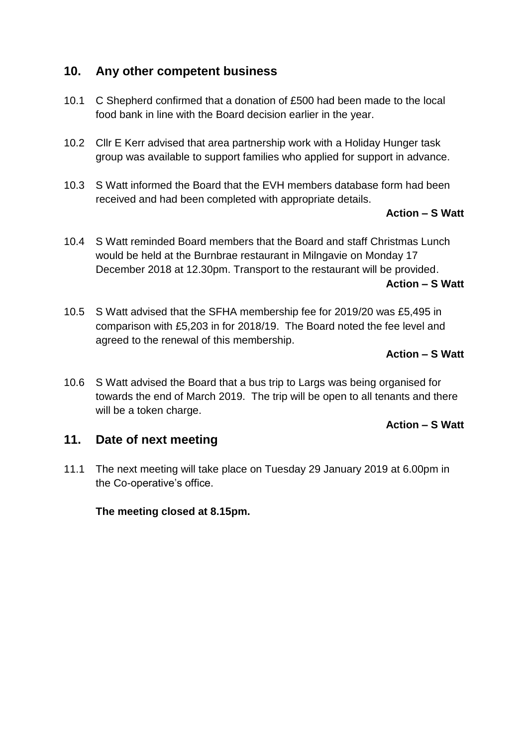## 10. Any other competent business

10.1 C Shepherd confirmed that a donation of £500 had been made to the local food bank in line with the Board decision earlier in the year.

10.2 Cllr E Kerr advised that area partnership work with a Holiday Hunger task group was available to support families who applied for support in advance.

10.3 S Watt informed the Board that the EVH members database form had been received and had been completed with appropriate details.

**Action – S Watt**

10.4 S Watt reminded Board members that the Board and staff Christmas Lunch would be held at the Burnbrae restaurant in Milngavie on Monday 17 December 2018 at 12.30pm. Transport to the restaurant will be provided.

**Action – S Watt**

10.5 S Watt advised that the SFHA membership fee for 2019/20 was £5,495 in comparison with £5,203 in for 2018/19. The Board noted the fee level and agreed to the renewal of this membership.

**Action – S Watt**

10.6 S Watt advised the Board that a bus trip to Largs was being organised for towards the end of March 2019. The trip will be open to all tenants and there will be a token charge.

**Action – S Watt**

## 11. Date of next meeting

11.1 The next meeting will take place on Tuesday 29 January 2019 at 6.00pm in the Co-operative's office.

**The meeting closed at 8.15pm.**